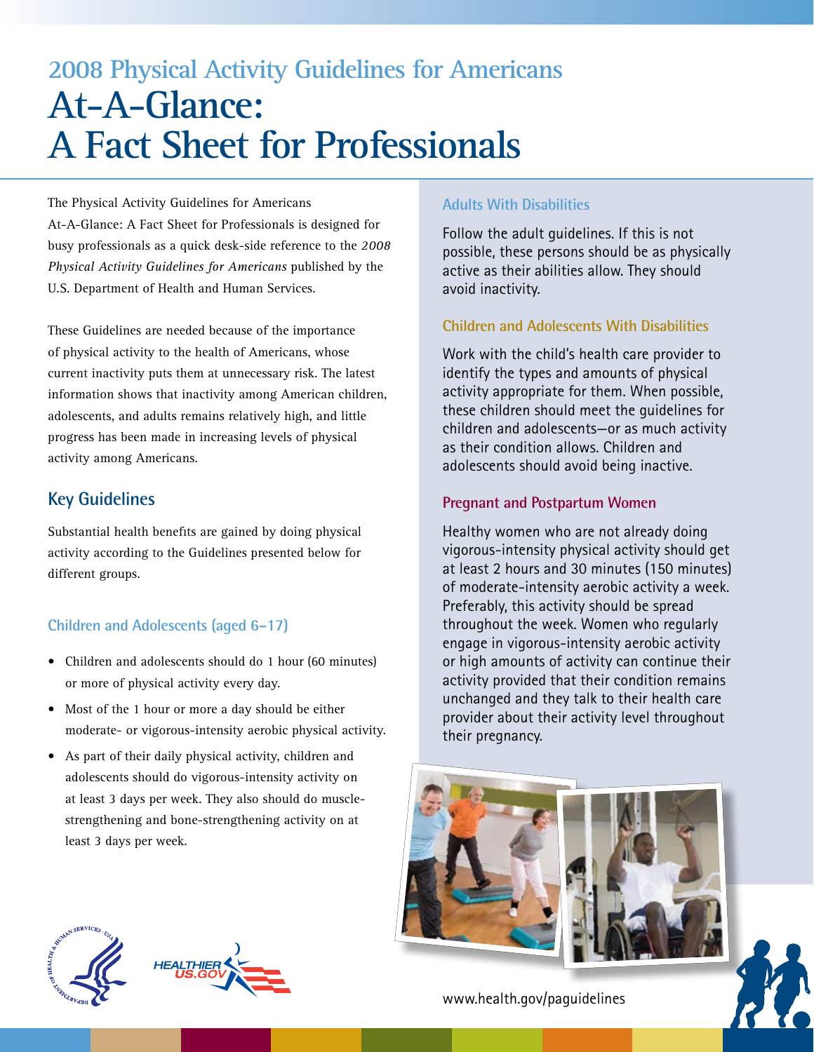## 2008 Physical Activity Guidelines for Americans

# At-A-Glance: A Fact Sheet for Professionals

The Physical Activity Guidelines for Americans At-A-Glance: A Fact Sheet for Professionals is designed for busy professionals as a quick desk-side reference to the *2008 Physical Activity Guidelines for Americans* published by the U.S. Department of Health and Human Services.

These Guidelines are needed because of the importance of physical activity to the health of Americans, whose current inactivity puts them at unnecessary risk. The latest information shows that inactivity among American children, adolescents, and adults remains relatively high, and little progress has been made in increasing levels of physical activity among Americans.

## Key Guidelines

Substantial health benefits are gained by doing physical activity according to the Guidelines presented below for different groups.

### Children and Adolescents (aged 6–17)

- Children and adolescents should do 1 hour (60 minutes) or more of physical activity every day.
- Most of the 1 hour or more a day should be either moderate- or vigorous-intensity aerobic physical activity.
- As part of their daily physical activity, children and adolescents should do vigorous-intensity activity on at least 3 days per week. They also should do muscle-strengthening and bone-strengthening activity on at least 3 days per week.

### Adults With Disabilities

Follow the adult guidelines. If this is not possible, these persons should be as physically active as their abilities allow. They should avoid inactivity.

### Children and Adolescents With Disabilities

Work with the child's health care provider to identify the types and amounts of physical activity appropriate for them. When possible, these children should meet the guidelines for children and adolescents—or as much activity as their condition allows. Children and adolescents should avoid being inactive.

### Pregnant and Postpartum Women

Healthy women who are not already doing vigorous-intensity physical activity should get at least 2 hours and 30 minutes (150 minutes) of moderate-intensity aerobic activity a week. Preferably, this activity should be spread throughout the week. Women who regularly engage in vigorous-intensity aerobic activity or high amounts of activity can continue their activity provided that their condition remains unchanged and they talk to their health care provider about their activity level throughout their pregnancy.

www.health.gov/paguidelines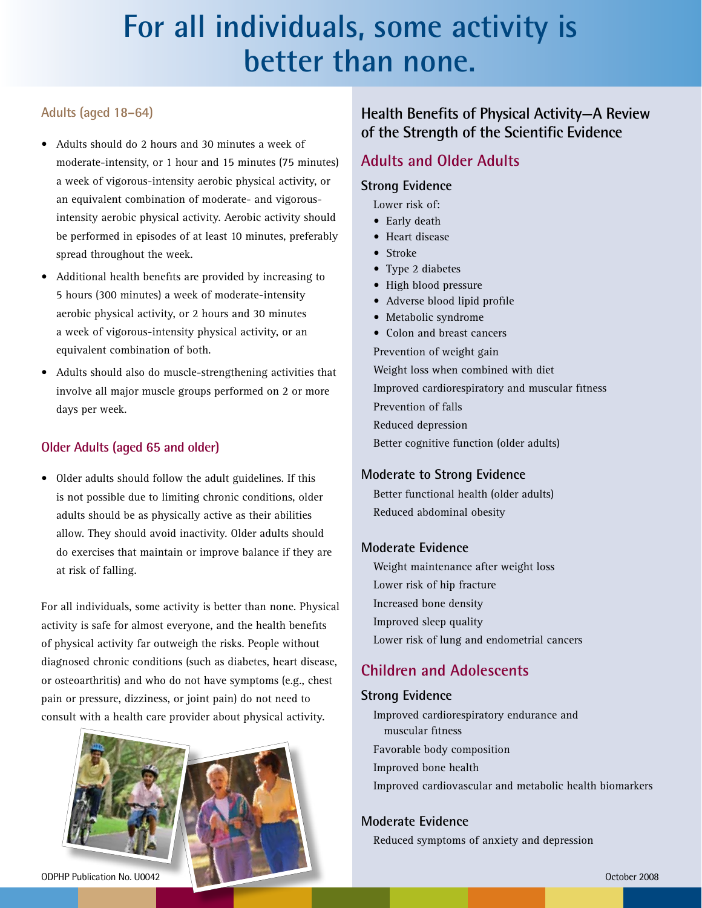# For all individuals, some activity is better than none.

## Adults (aged 18–64)

- Adults should do 2 hours and 30 minutes a week of moderate-intensity, or 1 hour and 15 minutes (75 minutes) a week of vigorous-intensity aerobic physical activity, or an equivalent combination of moderate- and vigorous-intensity aerobic physical activity. Aerobic activity should be performed in episodes of at least 10 minutes, preferably spread throughout the week.
- Additional health benefits are provided by increasing to 5 hours (300 minutes) a week of moderate-intensity aerobic physical activity, or 2 hours and 30 minutes a week of vigorous-intensity physical activity, or an equivalent combination of both.
- Adults should also do muscle-strengthening activities that involve all major muscle groups performed on 2 or more days per week.

## Older Adults (aged 65 and older)

- Older adults should follow the adult guidelines. If this is not possible due to limiting chronic conditions, older adults should be as physically active as their abilities allow. They should avoid inactivity. Older adults should do exercises that maintain or improve balance if they are at risk of falling.

For all individuals, some activity is better than none. Physical activity is safe for almost everyone, and the health benefits of physical activity far outweigh the risks. People without diagnosed chronic conditions (such as diabetes, heart disease, or osteoarthritis) and who do not have symptoms (e.g., chest pain or pressure, dizziness, or joint pain) do not need to consult with a health care provider about physical activity.

## Health Benefits of Physical Activity—A Review of the Strength of the Scientific Evidence

### Adults and Older Adults

#### Strong Evidence

Lower risk of:

- Early death
- Heart disease
- Stroke
- Type 2 diabetes
- High blood pressure
- Adverse blood lipid profile
- Metabolic syndrome
- Colon and breast cancers

Prevention of weight gain

Weight loss when combined with diet

Improved cardiorespiratory and muscular fitness

Prevention of falls

Reduced depression

Better cognitive function (older adults)

#### Moderate to Strong Evidence

Better functional health (older adults)

Reduced abdominal obesity

#### Moderate Evidence

Weight maintenance after weight loss

Lower risk of hip fracture

Increased bone density

Improved sleep quality

Lower risk of lung and endometrial cancers

### Children and Adolescents

#### Strong Evidence

Improved cardiorespiratory endurance and muscular fitness

Favorable body composition

Improved bone health

Improved cardiovascular and metabolic health biomarkers

#### Moderate Evidence

Reduced symptoms of anxiety and depression

ODPHP Publication No. U0042

October 2008